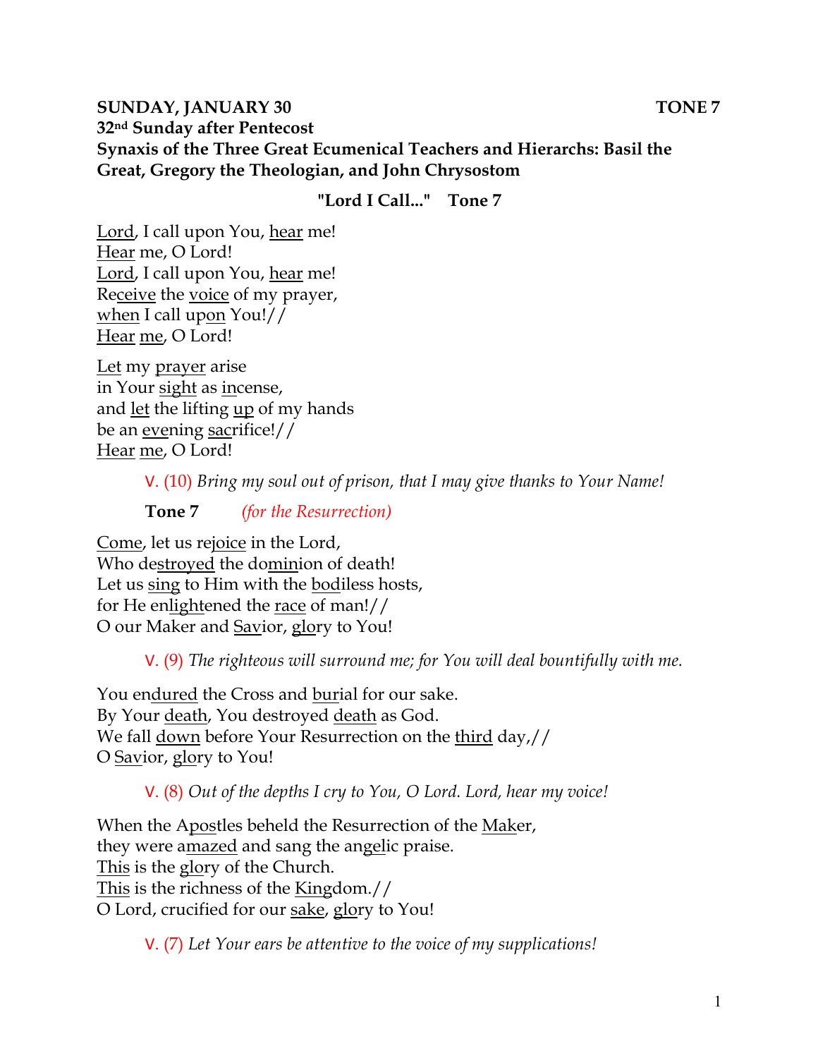**SUNDAY, JANUARY 30 TONE 7**
**32nd Sunday after Pentecost**
**Synaxis of the Three Great Ecumenical Teachers and Hierarchs: Basil the Great, Gregory the Theologian, and John Chrysostom**

**"Lord I Call..." Tone 7**

Lord, I call upon You, hear me!
Hear me, O Lord!
Lord, I call upon You, hear me!
Receive the voice of my prayer,
when I call upon You!//
Hear me, O Lord!

Let my prayer arise
in Your sight as incense,
and let the lifting up of my hands
be an evening sacrifice!//
Hear me, O Lord!

V. (10) *Bring my soul out of prison, that I may give thanks to Your Name!*

**Tone 7** *(for the Resurrection)*

Come, let us rejoice in the Lord,
Who destroyed the dominion of death!
Let us sing to Him with the bodiless hosts,
for He enlightened the race of man!//
O our Maker and Savior, glory to You!

V. (9) *The righteous will surround me; for You will deal bountifully with me.*

You endured the Cross and burial for our sake.
By Your death, You destroyed death as God.
We fall down before Your Resurrection on the third day,//
O Savior, glory to You!

V. (8) *Out of the depths I cry to You, O Lord. Lord, hear my voice!*

When the Apostles beheld the Resurrection of the Maker,
they were amazed and sang the angelic praise.
This is the glory of the Church.
This is the richness of the Kingdom.//
O Lord, crucified for our sake, glory to You!

V. (7) *Let Your ears be attentive to the voice of my supplications!*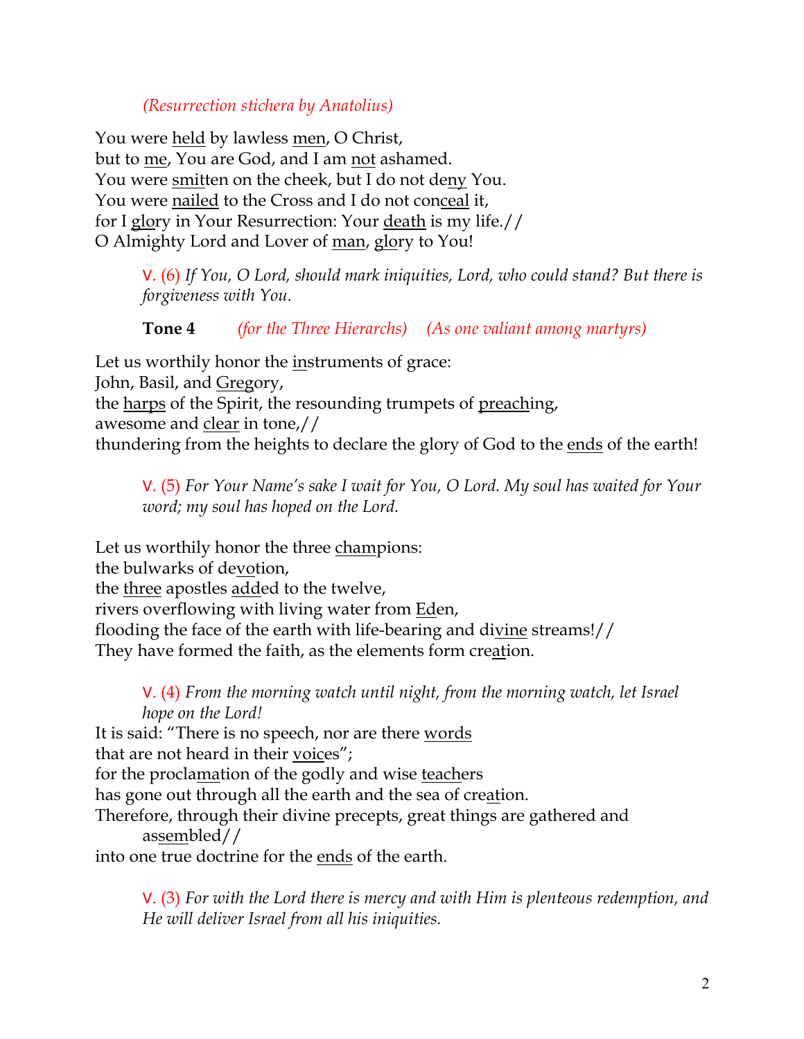*(Resurrection stichera by Anatolius)*

You were <u>held</u> by lawless <u>men</u>, O Christ,
but to <u>me</u>, You are God, and I am <u>not</u> ashamed.
You were <u>smit</u>ten on the cheek, but I do not de<u>ny</u> You.
You were <u>nailed</u> to the Cross and I do not con<u>ceal</u> it,
for I <u>glo</u>ry in Your Resurrection: Your <u>death</u> is my life.//
O Almighty Lord and Lover of <u>man</u>, <u>glo</u>ry to You!

> V. (6) *If You, O Lord, should mark iniquities, Lord, who could stand? But there is forgiveness with You.*

**Tone 4** *(for the Three Hierarchs)* *(As one valiant among martyrs)*

Let us worthily honor the <u>in</u>struments of grace:
John, Basil, and <u>Greg</u>ory,
the <u>harps</u> of the Spirit, the resounding trumpets of <u>preach</u>ing,
awesome and <u>clear</u> in tone,//
thundering from the heights to declare the glory of God to the <u>ends</u> of the earth!

> V. (5) *For Your Name's sake I wait for You, O Lord. My soul has waited for Your word; my soul has hoped on the Lord.*

Let us worthily honor the three <u>cham</u>pions:
the bulwarks of de<u>vo</u>tion,
the <u>three</u> apostles <u>add</u>ed to the twelve,
rivers overflowing with living water from <u>Ed</u>en,
flooding the face of the earth with life-bearing and di<u>vine</u> streams!//
They have formed the faith, as the elements form cre<u>at</u>ion.

> V. (4) *From the morning watch until night, from the morning watch, let Israel hope on the Lord!*

It is said: "There is no speech, nor are there <u>words</u>
that are not heard in their <u>voic</u>es";
for the procla<u>ma</u>tion of the godly and wise <u>teach</u>ers
has gone out through all the earth and the sea of cre<u>at</u>ion.
Therefore, through their divine precepts, great things are gathered and as<u>sem</u>bled//
into one true doctrine for the <u>ends</u> of the earth.

> V. (3) *For with the Lord there is mercy and with Him is plenteous redemption, and He will deliver Israel from all his iniquities.*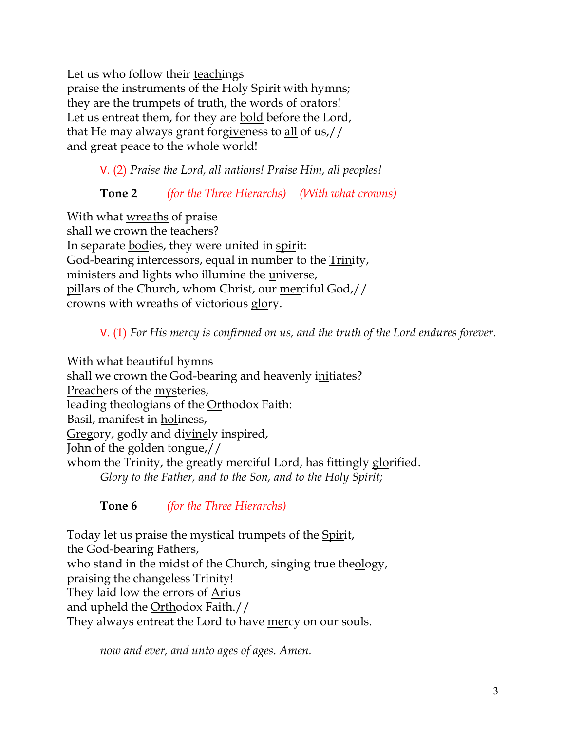Let us who follow their <u>teach</u>ings
praise the instruments of the Holy <u>Spir</u>it with hymns;
they are the <u>trum</u>pets of truth, the words of <u>or</u>ators!
Let us entreat them, for they are <u>bold</u> before the Lord,
that He may always grant for<u>give</u>ness to <u>all</u> of us,//
and great peace to the <u>whole</u> world!

V. (2) *Praise the Lord, all nations! Praise Him, all peoples!*

**Tone 2** *(for the Three Hierarchs)* *(With what crowns)*

With what <u>wreaths</u> of praise
shall we crown the <u>teach</u>ers?
In separate <u>bod</u>ies, they were united in <u>spir</u>it:
God-bearing intercessors, equal in number to the <u>Trin</u>ity,
ministers and lights who illumine the <u>u</u>niverse,
<u>pil</u>lars of the Church, whom Christ, our <u>mer</u>ciful God,//
crowns with wreaths of victorious <u>glo</u>ry.

V. (1) *For His mercy is confirmed on us, and the truth of the Lord endures forever.*

With what <u>beau</u>tiful hymns
shall we crown the God-bearing and heavenly <u>in</u>itiates?
<u>Preach</u>ers of the <u>mys</u>teries,
leading theologians of the <u>Or</u>thodox Faith:
Basil, manifest in <u>hol</u>iness,
<u>Greg</u>ory, godly and di<u>vine</u>ly inspired,
John of the <u>gold</u>en tongue,//
whom the Trinity, the greatly merciful Lord, has fittingly <u>glo</u>rified.

*Glory to the Father, and to the Son, and to the Holy Spirit;*

**Tone 6** *(for the Three Hierarchs)*

Today let us praise the mystical trumpets of the <u>Spir</u>it,
the God-bearing <u>Fa</u>thers,
who stand in the midst of the Church, singing true the<u>ol</u>ogy,
praising the changeless <u>Trin</u>ity!
They laid low the errors of <u>A</u>rius
and upheld the <u>Orth</u>odox Faith.//
They always entreat the Lord to have <u>mer</u>cy on our souls.

*now and ever, and unto ages of ages. Amen.*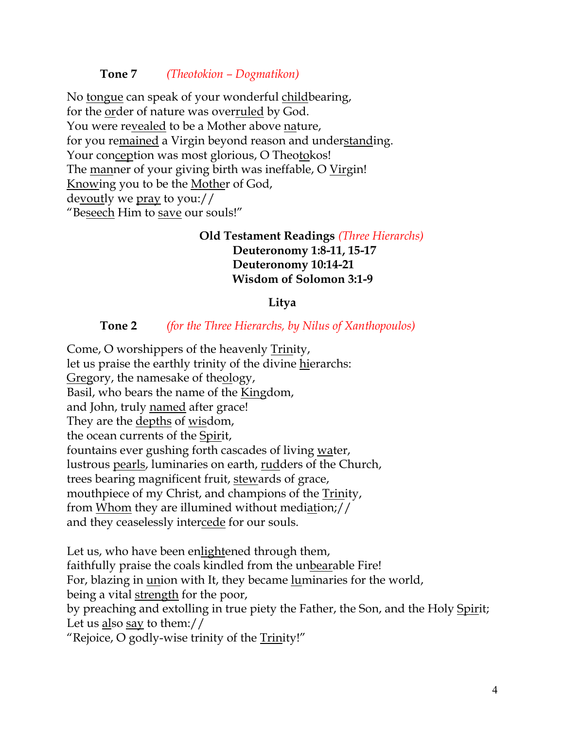**Tone 7** *(Theotokion – Dogmatikon)*

No tongue can speak of your wonderful childbearing,
for the order of nature was overruled by God.
You were revealed to be a Mother above nature,
for you remained a Virgin beyond reason and understanding.
Your conception was most glorious, O Theotokos!
The manner of your giving birth was ineffable, O Virgin!
Knowing you to be the Mother of God,
devoutly we pray to you://
"Beseech Him to save our souls!"

**Old Testament Readings** *(Three Hierarchs)*
**Deuteronomy 1:8-11, 15-17**
**Deuteronomy 10:14-21**
**Wisdom of Solomon 3:1-9**

**Litya**

**Tone 2** *(for the Three Hierarchs, by Nilus of Xanthopoulos)*

Come, O worshippers of the heavenly Trinity,
let us praise the earthly trinity of the divine hierarchs:
Gregory, the namesake of theology,
Basil, who bears the name of the Kingdom,
and John, truly named after grace!
They are the depths of wisdom,
the ocean currents of the Spirit,
fountains ever gushing forth cascades of living water,
lustrous pearls, luminaries on earth, rudders of the Church,
trees bearing magnificent fruit, stewards of grace,
mouthpiece of my Christ, and champions of the Trinity,
from Whom they are illumined without mediation;//
and they ceaselessly intercede for our souls.

Let us, who have been enlightened through them,
faithfully praise the coals kindled from the unbearable Fire!
For, blazing in union with It, they became luminaries for the world,
being a vital strength for the poor,
by preaching and extolling in true piety the Father, the Son, and the Holy Spirit;
Let us also say to them://
"Rejoice, O godly-wise trinity of the Trinity!"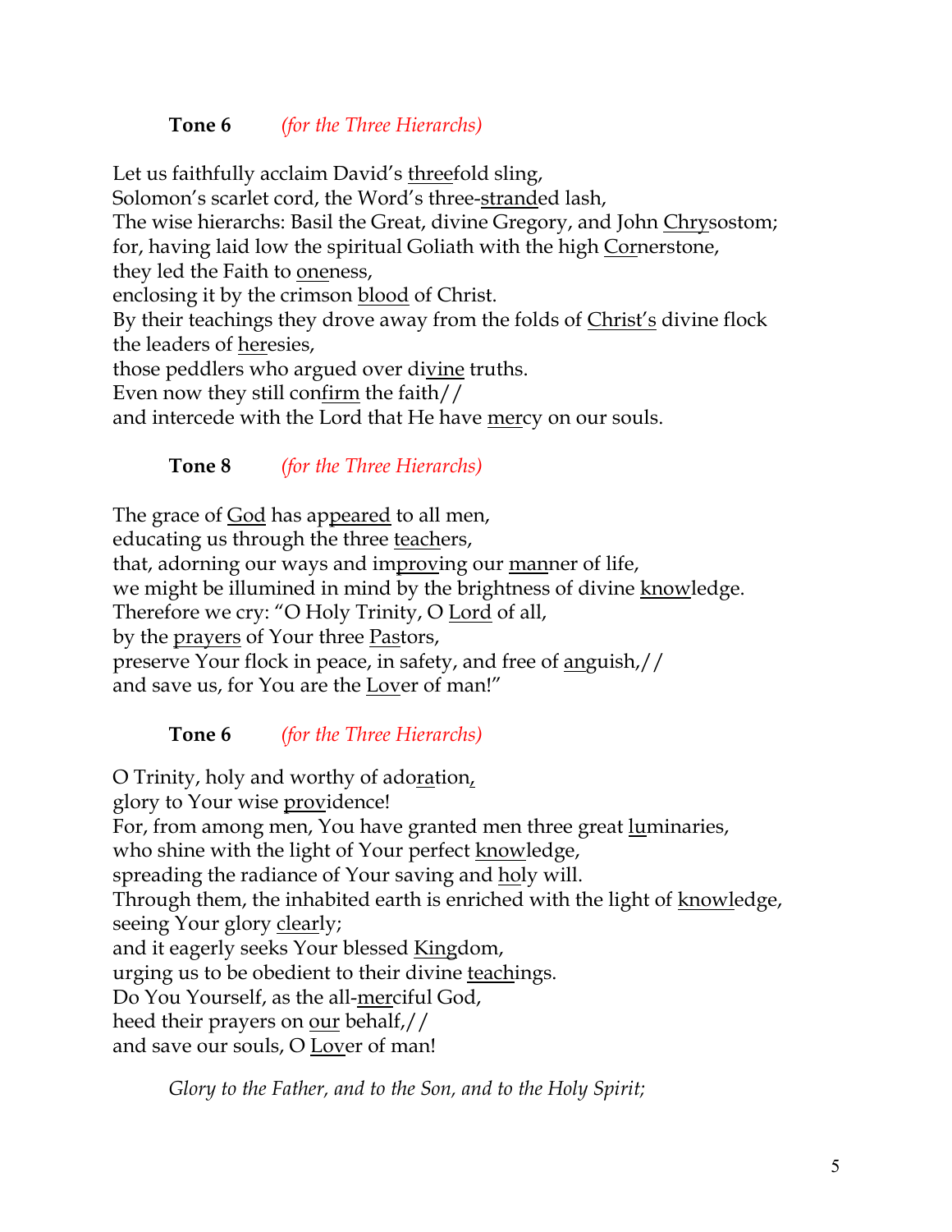**Tone 6** *(for the Three Hierarchs)*

Let us faithfully acclaim David's threefold sling,
Solomon's scarlet cord, the Word's three-stranded lash,
The wise hierarchs: Basil the Great, divine Gregory, and John Chrysostom;
for, having laid low the spiritual Goliath with the high Cornerstone,
they led the Faith to oneness,
enclosing it by the crimson blood of Christ.
By their teachings they drove away from the folds of Christ's divine flock
the leaders of heresies,
those peddlers who argued over divine truths.
Even now they still confirm the faith//
and intercede with the Lord that He have mercy on our souls.

**Tone 8** *(for the Three Hierarchs)*

The grace of God has appeared to all men,
educating us through the three teachers,
that, adorning our ways and improving our manner of life,
we might be illumined in mind by the brightness of divine knowledge.
Therefore we cry: "O Holy Trinity, O Lord of all,
by the prayers of Your three Pastors,
preserve Your flock in peace, in safety, and free of anguish,//
and save us, for You are the Lover of man!"

**Tone 6** *(for the Three Hierarchs)*

O Trinity, holy and worthy of adoration,
glory to Your wise providence!
For, from among men, You have granted men three great luminaries,
who shine with the light of Your perfect knowledge,
spreading the radiance of Your saving and holy will.
Through them, the inhabited earth is enriched with the light of knowledge,
seeing Your glory clearly;
and it eagerly seeks Your blessed Kingdom,
urging us to be obedient to their divine teachings.
Do You Yourself, as the all-merciful God,
heed their prayers on our behalf,//
and save our souls, O Lover of man!

*Glory to the Father, and to the Son, and to the Holy Spirit;*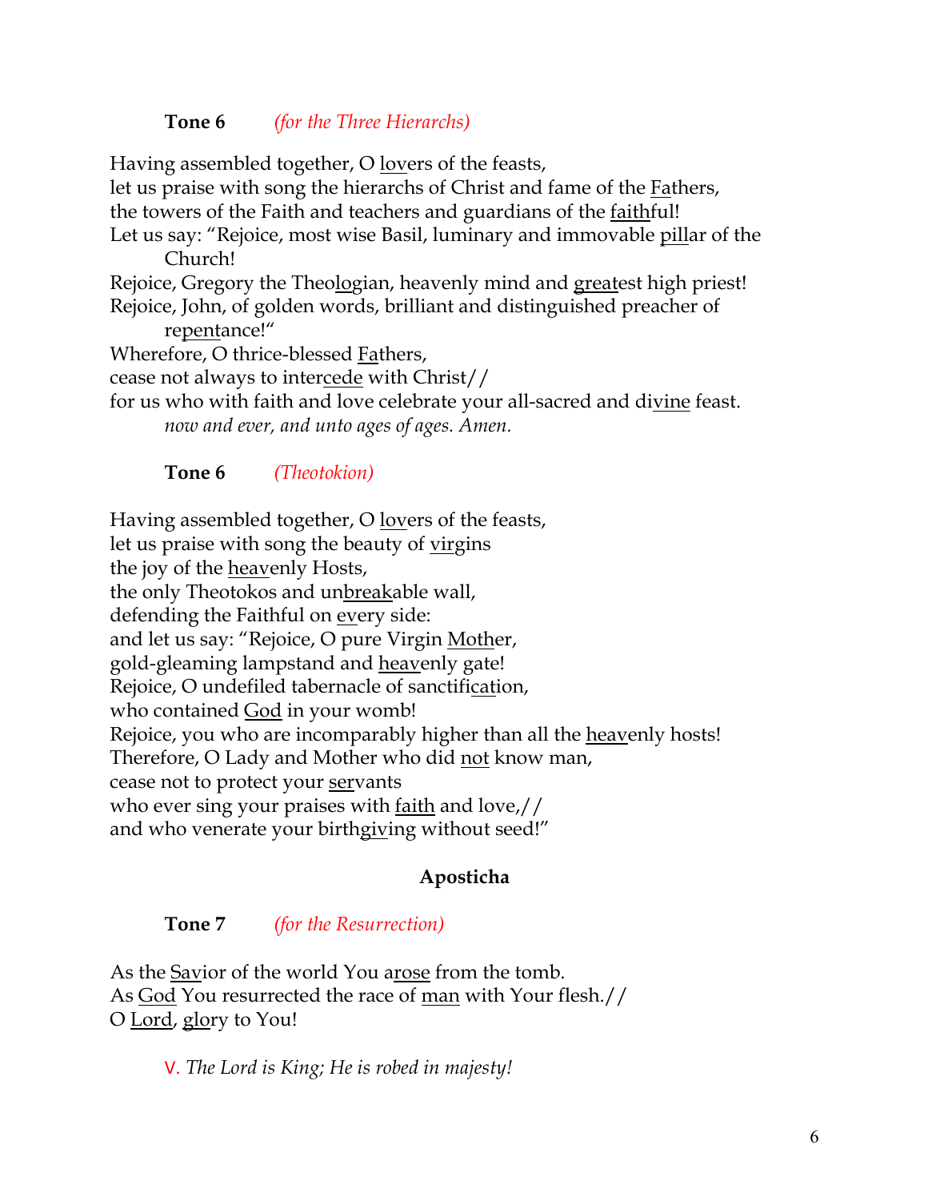**Tone 6** *(for the Three Hierarchs)*

Having assembled together, O lovers of the feasts,
let us praise with song the hierarchs of Christ and fame of the Fathers,
the towers of the Faith and teachers and guardians of the faithful!
Let us say: "Rejoice, most wise Basil, luminary and immovable pillar of the Church!
Rejoice, Gregory the Theologian, heavenly mind and greatest high priest!
Rejoice, John, of golden words, brilliant and distinguished preacher of repentance!"
Wherefore, O thrice-blessed Fathers,
cease not always to intercede with Christ//
for us who with faith and love celebrate your all-sacred and divine feast.
*now and ever, and unto ages of ages. Amen.*

**Tone 6** *(Theotokion)*

Having assembled together, O lovers of the feasts,
let us praise with song the beauty of virgins
the joy of the heavenly Hosts,
the only Theotokos and unbreakable wall,
defending the Faithful on every side:
and let us say: "Rejoice, O pure Virgin Mother,
gold-gleaming lampstand and heavenly gate!
Rejoice, O undefiled tabernacle of sanctification,
who contained God in your womb!
Rejoice, you who are incomparably higher than all the heavenly hosts!
Therefore, O Lady and Mother who did not know man,
cease not to protect your servants
who ever sing your praises with faith and love,//
and who venerate your birthgiving without seed!"

## Aposticha

**Tone 7** *(for the Resurrection)*

As the Savior of the world You arose from the tomb.
As God You resurrected the race of man with Your flesh.//
O Lord, glory to You!

V. *The Lord is King; He is robed in majesty!*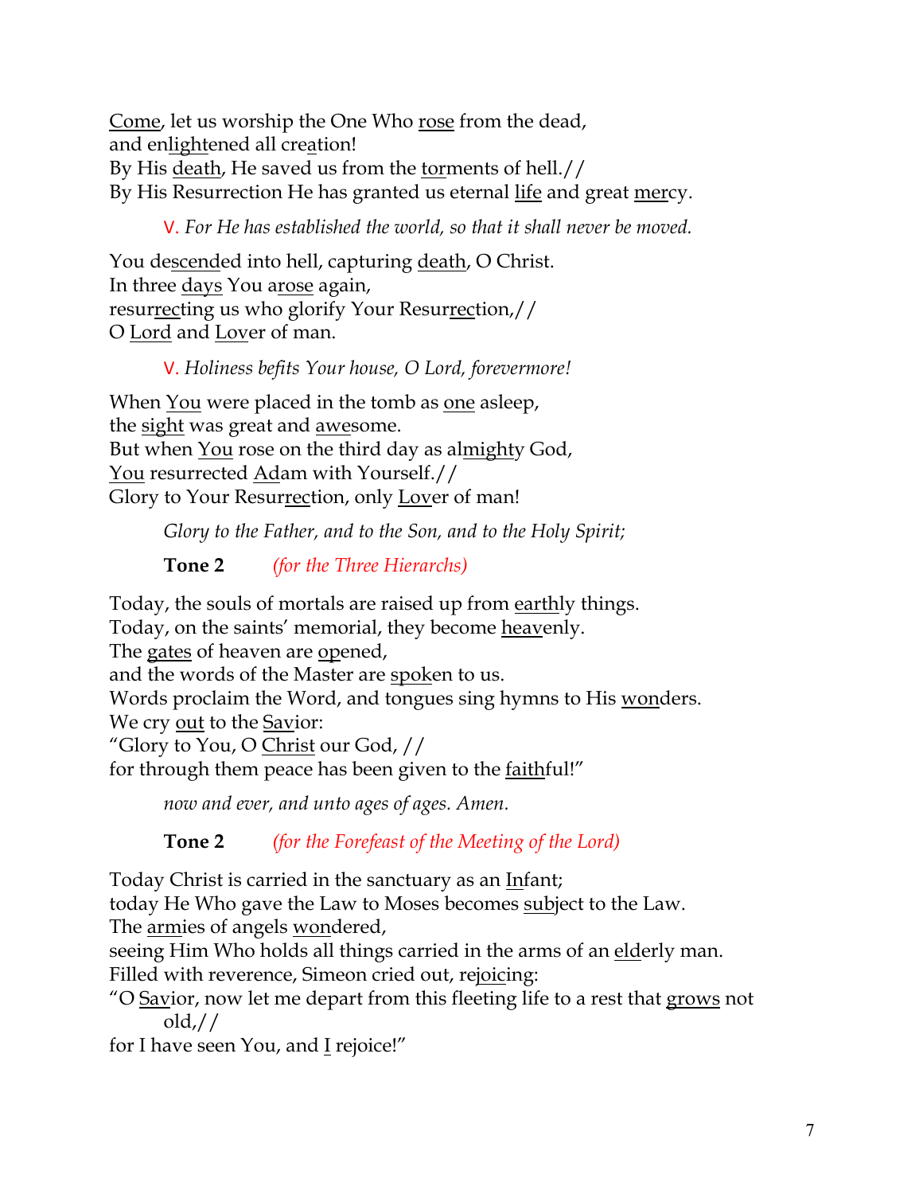Come, let us worship the One Who rose from the dead,
and enlightened all creation!
By His death, He saved us from the torments of hell.//
By His Resurrection He has granted us eternal life and great mercy.

> V. *For He has established the world, so that it shall never be moved.*

You descended into hell, capturing death, O Christ.
In three days You arose again,
resurrecting us who glorify Your Resurrection,//
O Lord and Lover of man.

> V. *Holiness befits Your house, O Lord, forevermore!*

When You were placed in the tomb as one asleep,
the sight was great and awesome.
But when You rose on the third day as almighty God,
You resurrected Adam with Yourself.//
Glory to Your Resurrection, only Lover of man!

> *Glory to the Father, and to the Son, and to the Holy Spirit;*

> **Tone 2** *(for the Three Hierarchs)*

Today, the souls of mortals are raised up from earthly things.
Today, on the saints' memorial, they become heavenly.
The gates of heaven are opened,
and the words of the Master are spoken to us.
Words proclaim the Word, and tongues sing hymns to His wonders.
We cry out to the Savior:
"Glory to You, O Christ our God, //
for through them peace has been given to the faithful!"

> *now and ever, and unto ages of ages. Amen.*

> **Tone 2** *(for the Forefeast of the Meeting of the Lord)*

Today Christ is carried in the sanctuary as an Infant;
today He Who gave the Law to Moses becomes subject to the Law.
The armies of angels wondered,
seeing Him Who holds all things carried in the arms of an elderly man.
Filled with reverence, Simeon cried out, rejoicing:
"O Savior, now let me depart from this fleeting life to a rest that grows not old,//
for I have seen You, and I rejoice!"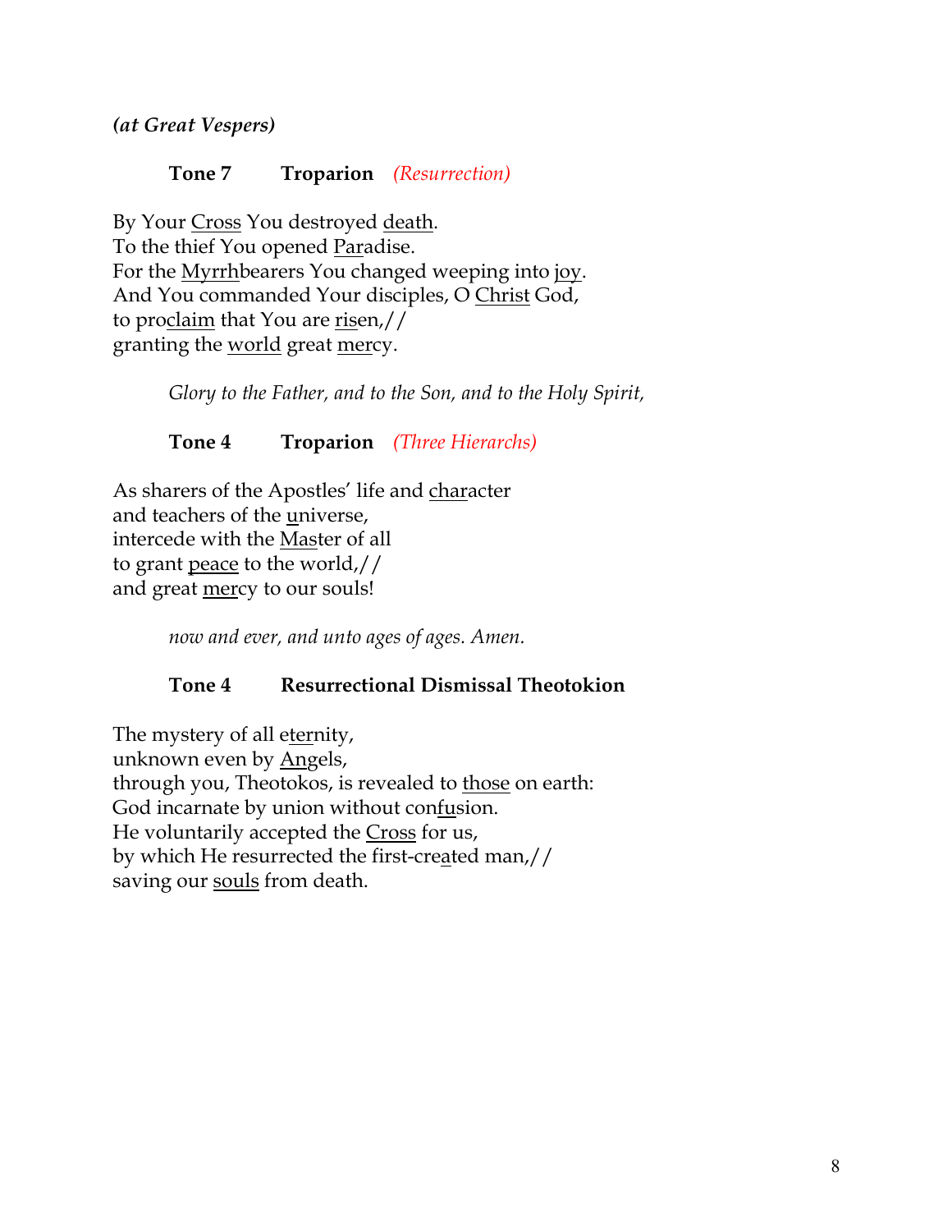***(at Great Vespers)***

**Tone 7 Troparion** *(Resurrection)*

By Your Cross You destroyed death.
To the thief You opened Paradise.
For the Myrrhbearers You changed weeping into joy.
And You commanded Your disciples, O Christ God,
to proclaim that You are risen,//
granting the world great mercy.

*Glory to the Father, and to the Son, and to the Holy Spirit,*

**Tone 4 Troparion** *(Three Hierarchs)*

As sharers of the Apostles' life and character
and teachers of the universe,
intercede with the Master of all
to grant peace to the world,//
and great mercy to our souls!

*now and ever, and unto ages of ages. Amen.*

**Tone 4 Resurrectional Dismissal Theotokion**

The mystery of all eternity,
unknown even by Angels,
through you, Theotokos, is revealed to those on earth:
God incarnate by union without confusion.
He voluntarily accepted the Cross for us,
by which He resurrected the first-created man,//
saving our souls from death.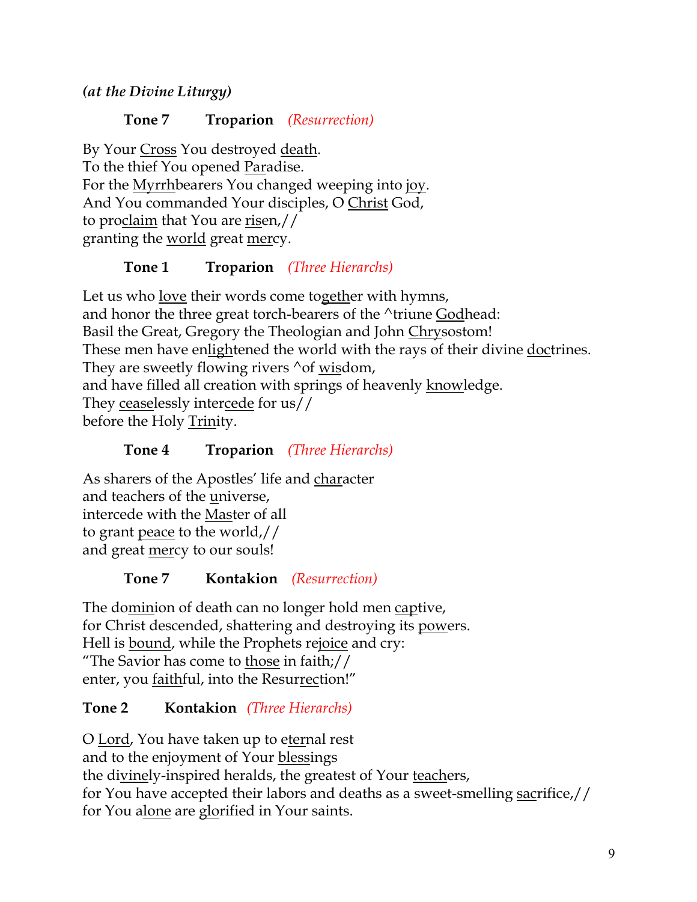***(at the Divine Liturgy)***

**Tone 7 Troparion** *(Resurrection)*

By Your <u>Cross</u> You destroyed <u>death</u>.  
To the thief You opened <u>Par</u>adise.  
For the <u>Myrrh</u>bearers You changed weeping into <u>joy</u>.  
And You commanded Your disciples, O <u>Christ</u> God,  
to pro<u>claim</u> that You are <u>ris</u>en,//  
granting the <u>world</u> great <u>mer</u>cy.

**Tone 1 Troparion** *(Three Hierarchs)*

Let us who <u>love</u> their words come to<u>geth</u>er with hymns,  
and honor the three great torch-bearers of the ^triune <u>God</u>head:  
Basil the Great, Gregory the Theologian and John <u>Chry</u>sostom!  
These men have en<u>ligh</u>tened the world with the rays of their divine <u>doc</u>trines.  
They are sweetly flowing rivers ^of <u>wis</u>dom,  
and have filled all creation with springs of heavenly <u>know</u>ledge.  
They <u>cease</u>lessly inter<u>cede</u> for us//  
before the Holy <u>Trin</u>ity.

**Tone 4 Troparion** *(Three Hierarchs)*

As sharers of the Apostles' life and <u>char</u>acter  
and teachers of the <u>u</u>niverse,  
intercede with the <u>Mas</u>ter of all  
to grant <u>peace</u> to the world,//  
and great <u>mer</u>cy to our souls!

**Tone 7 Kontakion** *(Resurrection)*

The do<u>min</u>ion of death can no longer hold men <u>cap</u>tive,  
for Christ descended, shattering and destroying its <u>pow</u>ers.  
Hell is <u>bound</u>, while the Prophets re<u>joice</u> and cry:  
"The Savior has come to <u>those</u> in faith;//  
enter, you <u>faith</u>ful, into the Resur<u>rec</u>tion!"

**Tone 2 Kontakion** *(Three Hierarchs)*

O <u>Lord</u>, You have taken up to e<u>ter</u>nal rest  
and to the enjoyment of Your <u>bless</u>ings  
the di<u>vine</u>ly-inspired heralds, the greatest of Your <u>teach</u>ers,  
for You have accepted their labors and deaths as a sweet-smelling <u>sac</u>rifice,//  
for You a<u>lone</u> are <u>glo</u>rified in Your saints.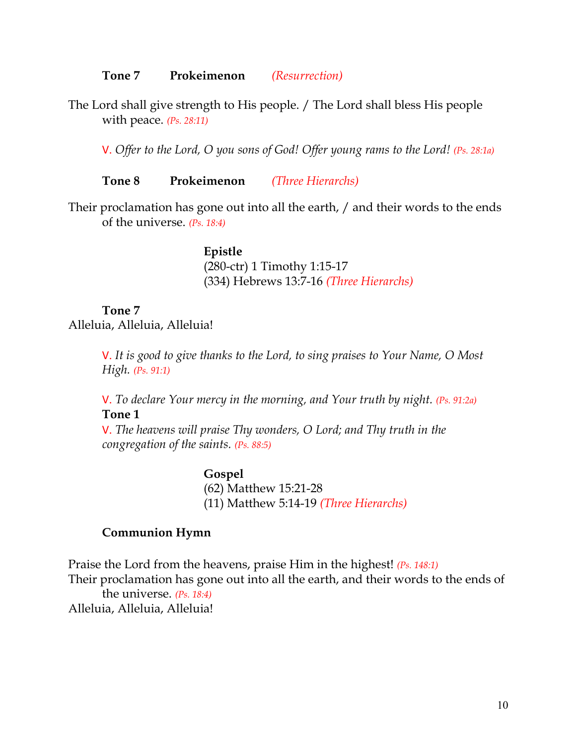**Tone 7 Prokeimenon** *(Resurrection)*

The Lord shall give strength to His people. / The Lord shall bless His people with peace. *(Ps. 28:11)*

V. *Offer to the Lord, O you sons of God! Offer young rams to the Lord!* *(Ps. 28:1a)*

**Tone 8 Prokeimenon** *(Three Hierarchs)*

Their proclamation has gone out into all the earth, / and their words to the ends of the universe. *(Ps. 18:4)*

**Epistle**
(280-ctr) 1 Timothy 1:15-17
(334) Hebrews 13:7-16 *(Three Hierarchs)*

**Tone 7**
Alleluia, Alleluia, Alleluia!

V. *It is good to give thanks to the Lord, to sing praises to Your Name, O Most High.* *(Ps. 91:1)*

V. *To declare Your mercy in the morning, and Your truth by night.* *(Ps. 91:2a)*

**Tone 1**
V. *The heavens will praise Thy wonders, O Lord; and Thy truth in the congregation of the saints.* *(Ps. 88:5)*

**Gospel**
(62) Matthew 15:21-28
(11) Matthew 5:14-19 *(Three Hierarchs)*

**Communion Hymn**

Praise the Lord from the heavens, praise Him in the highest! *(Ps. 148:1)*
Their proclamation has gone out into all the earth, and their words to the ends of the universe. *(Ps. 18:4)*
Alleluia, Alleluia, Alleluia!